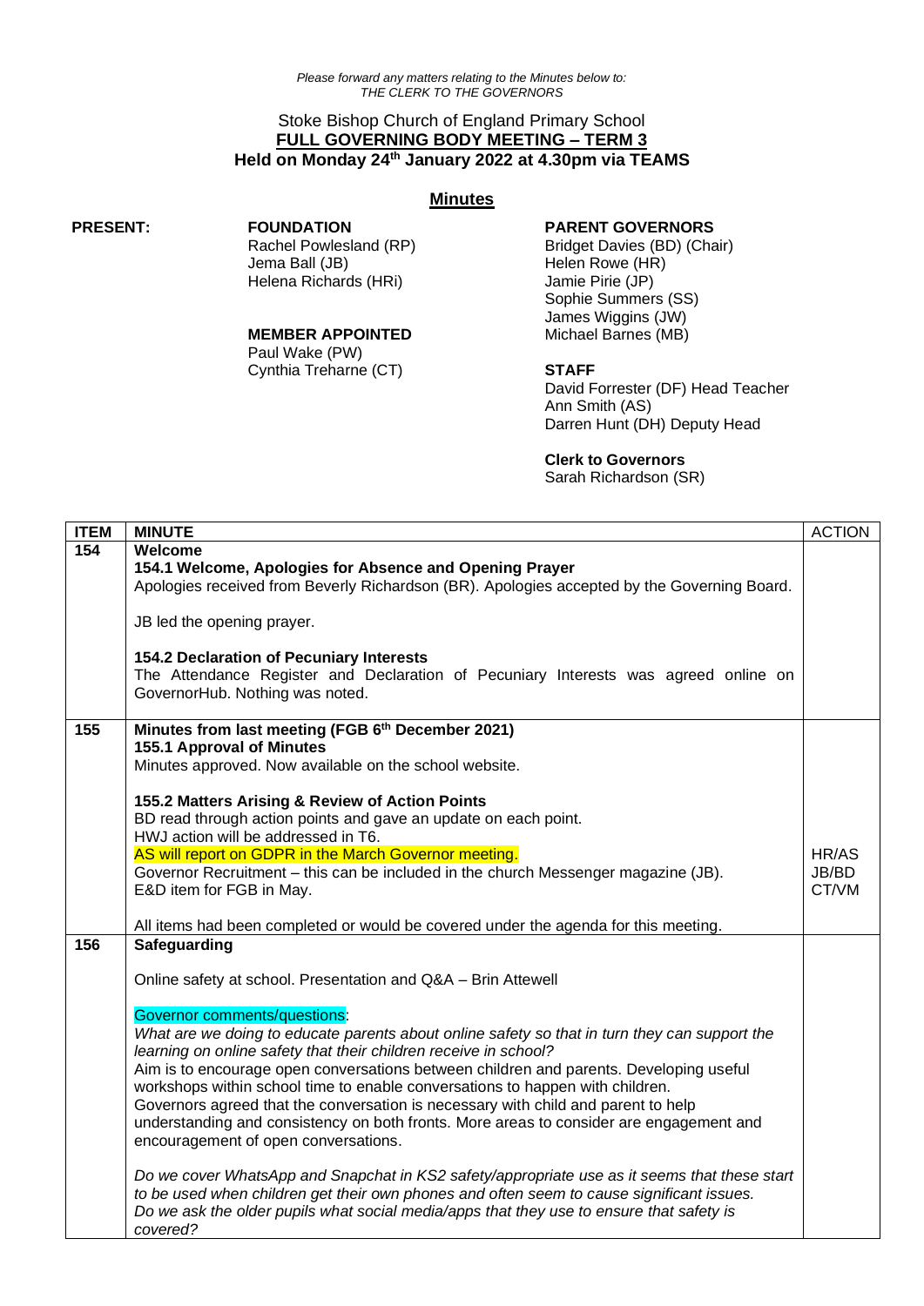*Please forward any matters relating to the Minutes below to:*
*THE CLERK TO THE GOVERNORS*

# Stoke Bishop Church of England Primary School

## FULL GOVERNING BODY MEETING – TERM 3

### Held on Monday 24th January 2022 at 4.30pm via TEAMS

## Minutes

**PRESENT:**

**FOUNDATION**
Rachel Powlesland (RP)
Jema Ball (JB)
Helena Richards (HRi)

**MEMBER APPOINTED**
Paul Wake (PW)
Cynthia Treharne (CT)

**PARENT GOVERNORS**
Bridget Davies (BD) (Chair)
Helen Rowe (HR)
Jamie Pirie (JP)
Sophie Summers (SS)
James Wiggins (JW)
Michael Barnes (MB)

**STAFF**
David Forrester (DF) Head Teacher
Ann Smith (AS)
Darren Hunt (DH) Deputy Head

**Clerk to Governors**
Sarah Richardson (SR)

| ITEM | MINUTE | ACTION |
|---|---|---|
| 154 | **Welcome**<br>**154.1 Welcome, Apologies for Absence and Opening Prayer**<br>Apologies received from Beverly Richardson (BR). Apologies accepted by the Governing Board.<br><br>JB led the opening prayer.<br><br>**154.2 Declaration of Pecuniary Interests**<br>The Attendance Register and Declaration of Pecuniary Interests was agreed online on GovernorHub. Nothing was noted. | |
| 155 | **Minutes from last meeting (FGB 6th December 2021)**<br>**155.1 Approval of Minutes**<br>Minutes approved. Now available on the school website.<br><br>**155.2 Matters Arising & Review of Action Points**<br>BD read through action points and gave an update on each point.<br>HWJ action will be addressed in T6.<br>AS will report on GDPR in the March Governor meeting.<br>Governor Recruitment – this can be included in the church Messenger magazine (JB).<br>E&D item for FGB in May.<br><br>All items had been completed or would be covered under the agenda for this meeting. | HR/AS<br>JB/BD<br>CT/VM |
| 156 | **Safeguarding**<br><br>Online safety at school. Presentation and Q&A – Brin Attewell<br><br>Governor comments/questions:<br>*What are we doing to educate parents about online safety so that in turn they can support the learning on online safety that their children receive in school?*<br>Aim is to encourage open conversations between children and parents. Developing useful workshops within school time to enable conversations to happen with children.<br>Governors agreed that the conversation is necessary with child and parent to help understanding and consistency on both fronts. More areas to consider are engagement and encouragement of open conversations.<br><br>*Do we cover WhatsApp and Snapchat in KS2 safety/appropriate use as it seems that these start to be used when children get their own phones and often seem to cause significant issues.*<br>*Do we ask the older pupils what social media/apps that they use to ensure that safety is covered?* | |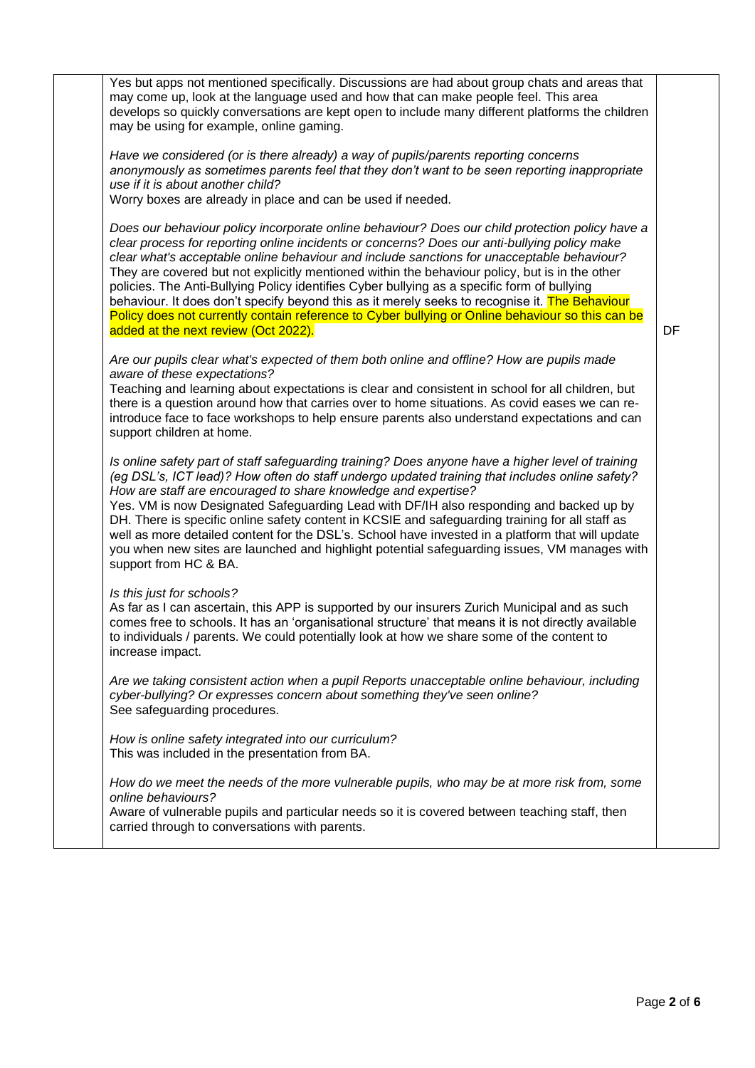| | | |
|---|---|---|
| | Yes but apps not mentioned specifically. Discussions are had about group chats and areas that may come up, look at the language used and how that can make people feel. This area develops so quickly conversations are kept open to include many different platforms the children may be using for example, online gaming. | |
| | *Have we considered (or is there already) a way of pupils/parents reporting concerns anonymously as sometimes parents feel that they don't want to be seen reporting inappropriate use if it is about another child?*<br>Worry boxes are already in place and can be used if needed. | |
| | *Does our behaviour policy incorporate online behaviour? Does our child protection policy have a clear process for reporting online incidents or concerns? Does our anti-bullying policy make clear what's acceptable online behaviour and include sanctions for unacceptable behaviour?*<br>They are covered but not explicitly mentioned within the behaviour policy, but is in the other policies. The Anti-Bullying Policy identifies Cyber bullying as a specific form of bullying behaviour. It does don't specify beyond this as it merely seeks to recognise it. The Behaviour Policy does not currently contain reference to Cyber bullying or Online behaviour so this can be added at the next review (Oct 2022). | DF |
| | *Are our pupils clear what's expected of them both online and offline? How are pupils made aware of these expectations?*<br>Teaching and learning about expectations is clear and consistent in school for all children, but there is a question around how that carries over to home situations. As covid eases we can re-introduce face to face workshops to help ensure parents also understand expectations and can support children at home. | |
| | *Is online safety part of staff safeguarding training? Does anyone have a higher level of training (eg DSL's, ICT lead)? How often do staff undergo updated training that includes online safety? How are staff are encouraged to share knowledge and expertise?*<br>Yes. VM is now Designated Safeguarding Lead with DF/IH also responding and backed up by DH. There is specific online safety content in KCSIE and safeguarding training for all staff as well as more detailed content for the DSL's. School have invested in a platform that will update you when new sites are launched and highlight potential safeguarding issues, VM manages with support from HC & BA. | |
| | *Is this just for schools?*<br>As far as I can ascertain, this APP is supported by our insurers Zurich Municipal and as such comes free to schools. It has an 'organisational structure' that means it is not directly available to individuals / parents. We could potentially look at how we share some of the content to increase impact. | |
| | *Are we taking consistent action when a pupil Reports unacceptable online behaviour, including cyber-bullying? Or expresses concern about something they've seen online?*<br>See safeguarding procedures. | |
| | *How is online safety integrated into our curriculum?*<br>This was included in the presentation from BA. | |
| | *How do we meet the needs of the more vulnerable pupils, who may be at more risk from, some online behaviours?*<br>Aware of vulnerable pupils and particular needs so it is covered between teaching staff, then carried through to conversations with parents. | |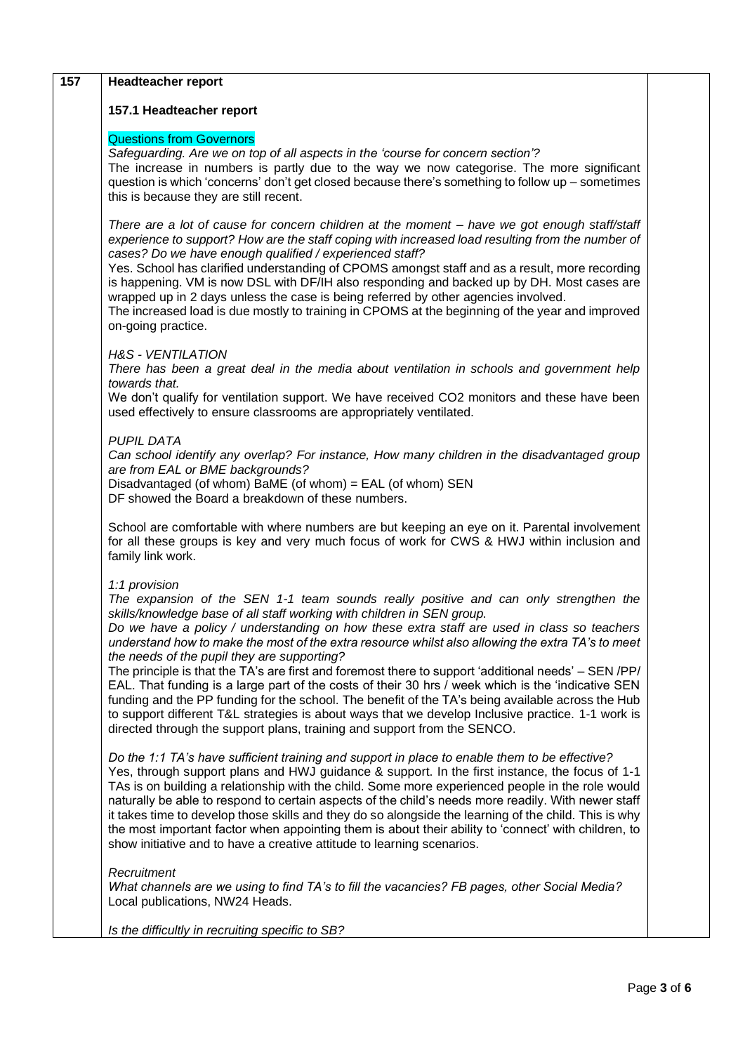| 157 | **Headteacher report** | |
|---|---|---|

**157.1 Headteacher report**

Questions from Governors

*Safeguarding. Are we on top of all aspects in the 'course for concern section'?*
The increase in numbers is partly due to the way we now categorise. The more significant question is which 'concerns' don't get closed because there's something to follow up – sometimes this is because they are still recent.

*There are a lot of cause for concern children at the moment – have we got enough staff/staff experience to support? How are the staff coping with increased load resulting from the number of cases? Do we have enough qualified / experienced staff?*
Yes. School has clarified understanding of CPOMS amongst staff and as a result, more recording is happening. VM is now DSL with DF/IH also responding and backed up by DH. Most cases are wrapped up in 2 days unless the case is being referred by other agencies involved.
The increased load is due mostly to training in CPOMS at the beginning of the year and improved on-going practice.

*H&S - VENTILATION*
*There has been a great deal in the media about ventilation in schools and government help towards that.*
We don't qualify for ventilation support. We have received CO2 monitors and these have been used effectively to ensure classrooms are appropriately ventilated.

*PUPIL DATA*
*Can school identify any overlap? For instance, How many children in the disadvantaged group are from EAL or BME backgrounds?*
Disadvantaged (of whom) BaME (of whom) = EAL (of whom) SEN
DF showed the Board a breakdown of these numbers.

School are comfortable with where numbers are but keeping an eye on it. Parental involvement for all these groups is key and very much focus of work for CWS & HWJ within inclusion and family link work.

*1:1 provision*
*The expansion of the SEN 1-1 team sounds really positive and can only strengthen the skills/knowledge base of all staff working with children in SEN group.*
*Do we have a policy / understanding on how these extra staff are used in class so teachers understand how to make the most of the extra resource whilst also allowing the extra TA's to meet the needs of the pupil they are supporting?*
The principle is that the TA's are first and foremost there to support 'additional needs' – SEN /PP/ EAL. That funding is a large part of the costs of their 30 hrs / week which is the 'indicative SEN funding and the PP funding for the school. The benefit of the TA's being available across the Hub to support different T&L strategies is about ways that we develop Inclusive practice. 1-1 work is directed through the support plans, training and support from the SENCO.

*Do the 1:1 TA's have sufficient training and support in place to enable them to be effective?*
Yes, through support plans and HWJ guidance & support. In the first instance, the focus of 1-1 TAs is on building a relationship with the child. Some more experienced people in the role would naturally be able to respond to certain aspects of the child's needs more readily. With newer staff it takes time to develop those skills and they do so alongside the learning of the child. This is why the most important factor when appointing them is about their ability to 'connect' with children, to show initiative and to have a creative attitude to learning scenarios.

*Recruitment*
*What channels are we using to find TA's to fill the vacancies? FB pages, other Social Media?*
Local publications, NW24 Heads.

*Is the difficultly in recruiting specific to SB?*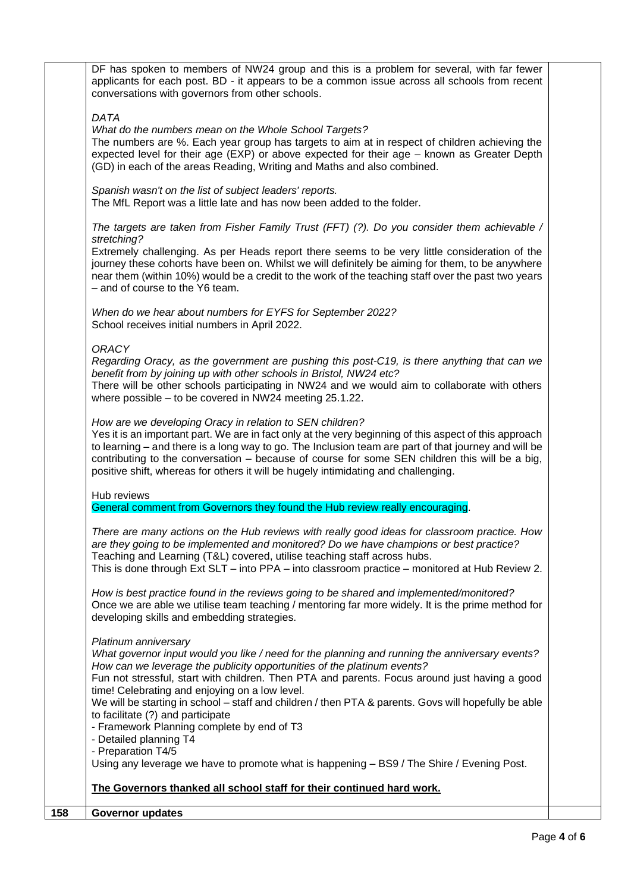| | | |
|---|---|---|
| | DF has spoken to members of NW24 group and this is a problem for several, with far fewer applicants for each post. BD - it appears to be a common issue across all schools from recent conversations with governors from other schools.<br><br>*DATA*<br>*What do the numbers mean on the Whole School Targets?*<br>The numbers are %. Each year group has targets to aim at in respect of children achieving the expected level for their age (EXP) or above expected for their age – known as Greater Depth (GD) in each of the areas Reading, Writing and Maths and also combined.<br><br>*Spanish wasn't on the list of subject leaders' reports.*<br>The MfL Report was a little late and has now been added to the folder.<br><br>*The targets are taken from Fisher Family Trust (FFT) (?). Do you consider them achievable / stretching?*<br>Extremely challenging. As per Heads report there seems to be very little consideration of the journey these cohorts have been on. Whilst we will definitely be aiming for them, to be anywhere near them (within 10%) would be a credit to the work of the teaching staff over the past two years – and of course to the Y6 team.<br><br>*When do we hear about numbers for EYFS for September 2022?*<br>School receives initial numbers in April 2022.<br><br>*ORACY*<br>*Regarding Oracy, as the government are pushing this post-C19, is there anything that can we benefit from by joining up with other schools in Bristol, NW24 etc?*<br>There will be other schools participating in NW24 and we would aim to collaborate with others where possible – to be covered in NW24 meeting 25.1.22.<br><br>*How are we developing Oracy in relation to SEN children?*<br>Yes it is an important part. We are in fact only at the very beginning of this aspect of this approach to learning – and there is a long way to go. The Inclusion team are part of that journey and will be contributing to the conversation – because of course for some SEN children this will be a big, positive shift, whereas for others it will be hugely intimidating and challenging.<br><br>Hub reviews<br>General comment from Governors they found the Hub review really encouraging.<br><br>*There are many actions on the Hub reviews with really good ideas for classroom practice. How are they going to be implemented and monitored? Do we have champions or best practice?*<br>Teaching and Learning (T&L) covered, utilise teaching staff across hubs.<br>This is done through Ext SLT – into PPA – into classroom practice – monitored at Hub Review 2.<br><br>*How is best practice found in the reviews going to be shared and implemented/monitored?*<br>Once we are able we utilise team teaching / mentoring far more widely. It is the prime method for developing skills and embedding strategies.<br><br>*Platinum anniversary*<br>*What governor input would you like / need for the planning and running the anniversary events? How can we leverage the publicity opportunities of the platinum events?*<br>Fun not stressful, start with children. Then PTA and parents. Focus around just having a good time! Celebrating and enjoying on a low level.<br>We will be starting in school – staff and children / then PTA & parents. Govs will hopefully be able to facilitate (?) and participate<br>- Framework Planning complete by end of T3<br>- Detailed planning T4<br>- Preparation T4/5<br>Using any leverage we have to promote what is happening – BS9 / The Shire / Evening Post.<br><br>**The Governors thanked all school staff for their continued hard work.** | |
| **158** | **Governor updates** | |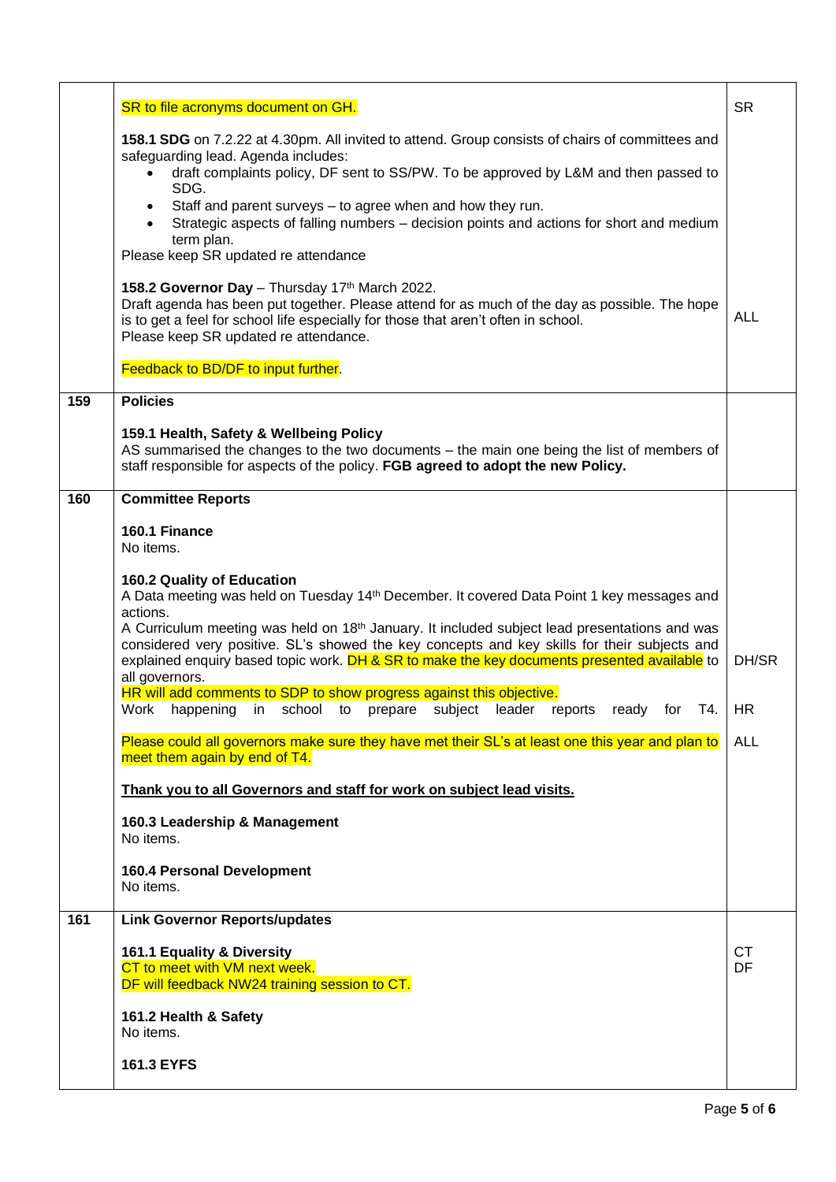| | | |
|---|---|---|
| | SR to file acronyms document on GH.<br><br>**158.1 SDG** on 7.2.22 at 4.30pm. All invited to attend. Group consists of chairs of committees and safeguarding lead. Agenda includes:<br>• draft complaints policy, DF sent to SS/PW. To be approved by L&M and then passed to SDG.<br>• Staff and parent surveys – to agree when and how they run.<br>• Strategic aspects of falling numbers – decision points and actions for short and medium term plan.<br>Please keep SR updated re attendance<br><br>**158.2 Governor Day** – Thursday 17th March 2022.<br>Draft agenda has been put together. Please attend for as much of the day as possible. The hope is to get a feel for school life especially for those that aren't often in school.<br>Please keep SR updated re attendance.<br><br>Feedback to BD/DF to input further. | SR<br><br><br><br><br><br><br><br><br><br><br>ALL |
| **159** | **Policies**<br><br>**159.1 Health, Safety & Wellbeing Policy**<br>AS summarised the changes to the two documents – the main one being the list of members of staff responsible for aspects of the policy. **FGB agreed to adopt the new Policy.** | |
| **160** | **Committee Reports**<br><br>**160.1 Finance**<br>No items.<br><br>**160.2 Quality of Education**<br>A Data meeting was held on Tuesday 14th December. It covered Data Point 1 key messages and actions.<br>A Curriculum meeting was held on 18th January. It included subject lead presentations and was considered very positive. SL's showed the key concepts and key skills for their subjects and explained enquiry based topic work. DH & SR to make the key documents presented available to all governors.<br>HR will add comments to SDP to show progress against this objective.<br>Work happening in school to prepare subject leader reports ready for T4.<br><br>Please could all governors make sure they have met their SL's at least one this year and plan to meet them again by end of T4.<br><br>**Thank you to all Governors and staff for work on subject lead visits.**<br><br>**160.3 Leadership & Management**<br>No items.<br><br>**160.4 Personal Development**<br>No items. | <br><br><br><br><br><br><br><br><br>DH/SR<br><br>HR<br><br>ALL |
| **161** | **Link Governor Reports/updates**<br><br>**161.1 Equality & Diversity**<br>CT to meet with VM next week.<br>DF will feedback NW24 training session to CT.<br><br>**161.2 Health & Safety**<br>No items.<br><br>**161.3 EYFS** | <br><br>CT<br>DF |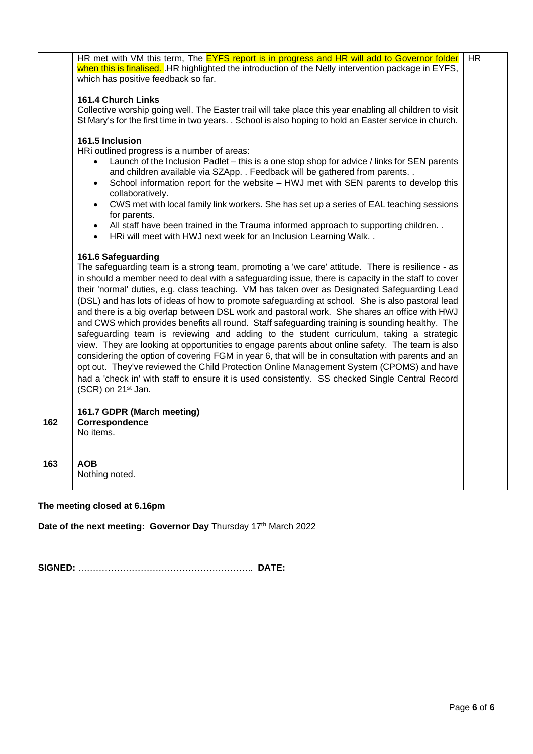| | | |
|---|---|---|
| | HR met with VM this term, The EYFS report is in progress and HR will add to Governor folder when this is finalised. .HR highlighted the introduction of the Nelly intervention package in EYFS, which has positive feedback so far.<br><br>**161.4 Church Links**<br>Collective worship going well. The Easter trail will take place this year enabling all children to visit St Mary's for the first time in two years. . School is also hoping to hold an Easter service in church.<br><br>**161.5 Inclusion**<br>HRi outlined progress is a number of areas:<br>• Launch of the Inclusion Padlet – this is a one stop shop for advice / links for SEN parents and children available via SZApp. . Feedback will be gathered from parents. .<br>• School information report for the website – HWJ met with SEN parents to develop this collaboratively.<br>• CWS met with local family link workers. She has set up a series of EAL teaching sessions for parents.<br>• All staff have been trained in the Trauma informed approach to supporting children. .<br>• HRi will meet with HWJ next week for an Inclusion Learning Walk. .<br><br>**161.6 Safeguarding**<br>The safeguarding team is a strong team, promoting a 'we care' attitude. There is resilience - as in should a member need to deal with a safeguarding issue, there is capacity in the staff to cover their 'normal' duties, e.g. class teaching. VM has taken over as Designated Safeguarding Lead (DSL) and has lots of ideas of how to promote safeguarding at school. She is also pastoral lead and there is a big overlap between DSL work and pastoral work. She shares an office with HWJ and CWS which provides benefits all round. Staff safeguarding training is sounding healthy. The safeguarding team is reviewing and adding to the student curriculum, taking a strategic view. They are looking at opportunities to engage parents about online safety. The team is also considering the option of covering FGM in year 6, that will be in consultation with parents and an opt out. They've reviewed the Child Protection Online Management System (CPOMS) and have had a 'check in' with staff to ensure it is used consistently. SS checked Single Central Record (SCR) on 21st Jan.<br><br>**161.7 GDPR (March meeting)** | HR |
| **162** | **Correspondence**<br>No items. | |
| **163** | **AOB**<br>Nothing noted. | |

**The meeting closed at 6.16pm**

**Date of the next meeting: Governor Day** Thursday 17th March 2022

**SIGNED:** ………………………………………………….. **DATE:**